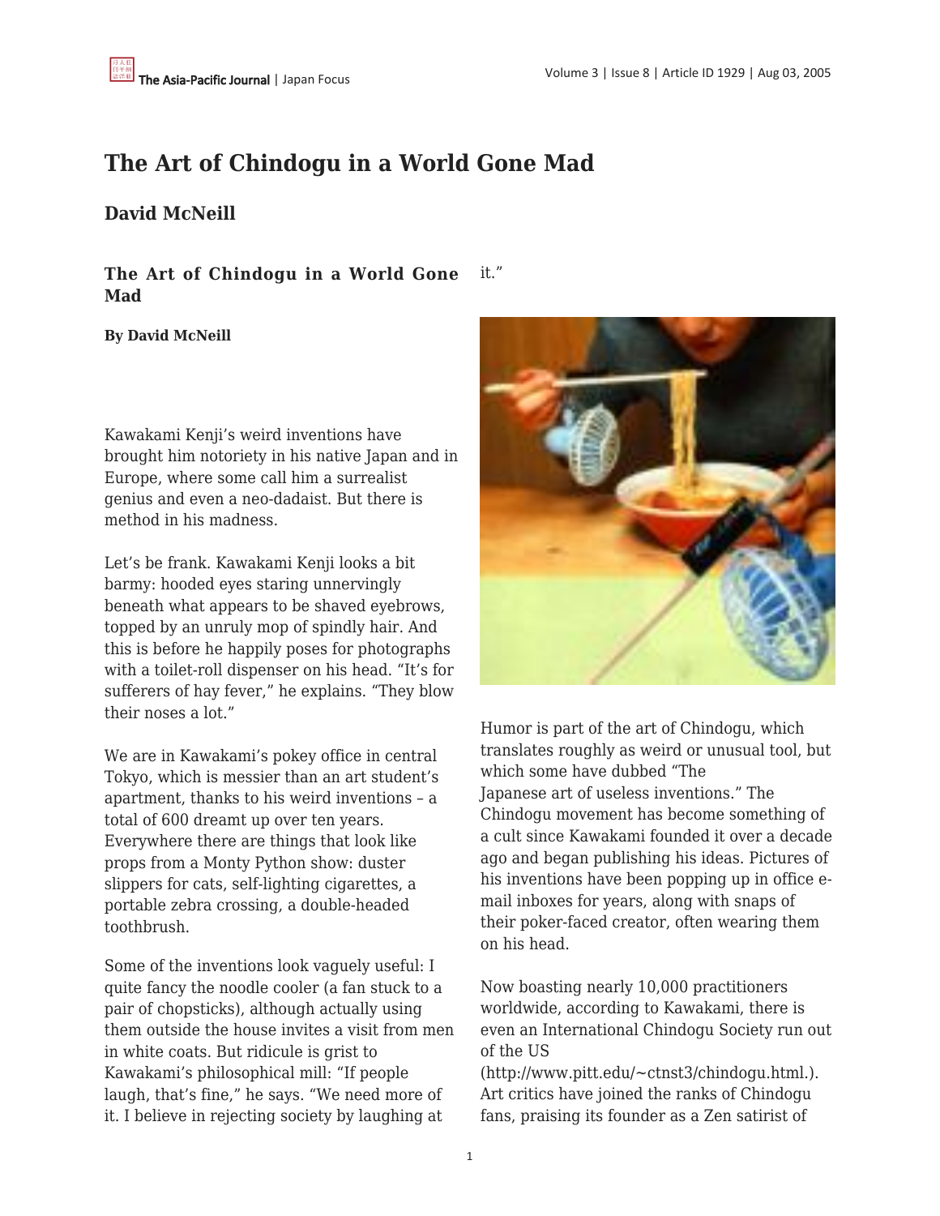# The Art of Chindogu in a World Gone Mad

## David McNeill

### The Art of Chindogu in a World Gone Mad

**By David McNeill**

Kawakami Kenji's weird inventions have brought him notoriety in his native Japan and in Europe, where some call him a surrealist genius and even a neo-dadaist. But there is method in his madness.

Let's be frank. Kawakami Kenji looks a bit barmy: hooded eyes staring unnervingly beneath what appears to be shaved eyebrows, topped by an unruly mop of spindly hair. And this is before he happily poses for photographs with a toilet-roll dispenser on his head. "It's for sufferers of hay fever," he explains. "They blow their noses a lot."

We are in Kawakami's pokey office in central Tokyo, which is messier than an art student's apartment, thanks to his weird inventions – a total of 600 dreamt up over ten years. Everywhere there are things that look like props from a Monty Python show: duster slippers for cats, self-lighting cigarettes, a portable zebra crossing, a double-headed toothbrush.

Some of the inventions look vaguely useful: I quite fancy the noodle cooler (a fan stuck to a pair of chopsticks), although actually using them outside the house invites a visit from men in white coats. But ridicule is grist to Kawakami's philosophical mill: "If people laugh, that's fine," he says. "We need more of it. I believe in rejecting society by laughing at it."

Humor is part of the art of Chindogu, which translates roughly as weird or unusual tool, but which some have dubbed "The Japanese art of useless inventions." The Chindogu movement has become something of a cult since Kawakami founded it over a decade ago and began publishing his ideas. Pictures of his inventions have been popping up in office e-mail inboxes for years, along with snaps of their poker-faced creator, often wearing them on his head.

Now boasting nearly 10,000 practitioners worldwide, according to Kawakami, there is even an International Chindogu Society run out of the US (http://www.pitt.edu/~ctnst3/chindogu.html.). Art critics have joined the ranks of Chindogu fans, praising its founder as a Zen satirist of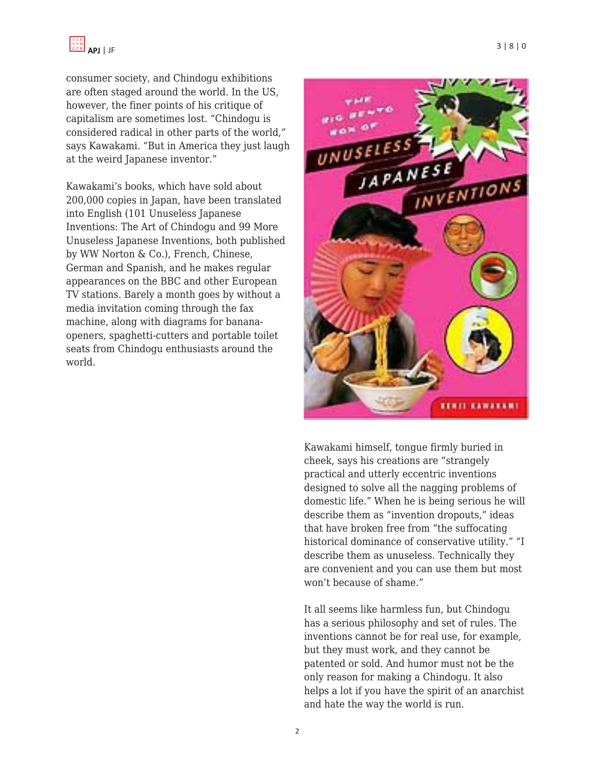consumer society, and Chindogu exhibitions are often staged around the world. In the US, however, the finer points of his critique of capitalism are sometimes lost. “Chindogu is considered radical in other parts of the world,” says Kawakami. “But in America they just laugh at the weird Japanese inventor.”

Kawakami’s books, which have sold about 200,000 copies in Japan, have been translated into English (101 Unuseless Japanese Inventions: The Art of Chindogu and 99 More Unuseless Japanese Inventions, both published by WW Norton & Co.), French, Chinese, German and Spanish, and he makes regular appearances on the BBC and other European TV stations. Barely a month goes by without a media invitation coming through the fax machine, along with diagrams for banana-openers, spaghetti-cutters and portable toilet seats from Chindogu enthusiasts around the world.

Kawakami himself, tongue firmly buried in cheek, says his creations are “strangely practical and utterly eccentric inventions designed to solve all the nagging problems of domestic life.” When he is being serious he will describe them as “invention dropouts,” ideas that have broken free from “the suffocating historical dominance of conservative utility.” “I describe them as unuseless. Technically they are convenient and you can use them but most won’t because of shame.”

It all seems like harmless fun, but Chindogu has a serious philosophy and set of rules. The inventions cannot be for real use, for example, but they must work, and they cannot be patented or sold. And humor must not be the only reason for making a Chindogu. It also helps a lot if you have the spirit of an anarchist and hate the way the world is run.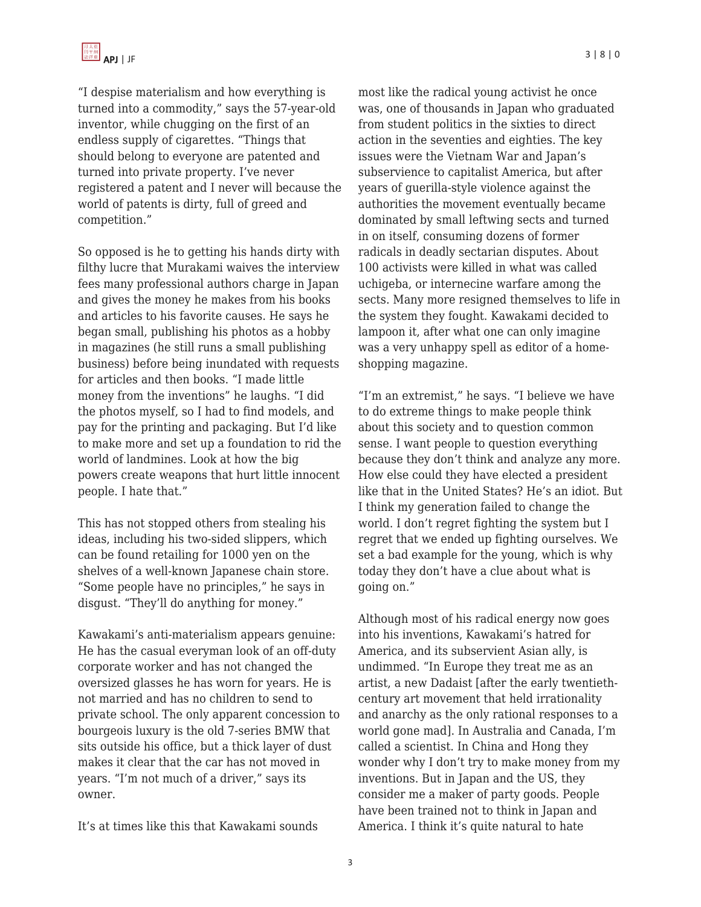"I despise materialism and how everything is turned into a commodity," says the 57-year-old inventor, while chugging on the first of an endless supply of cigarettes. "Things that should belong to everyone are patented and turned into private property. I've never registered a patent and I never will because the world of patents is dirty, full of greed and competition."

So opposed is he to getting his hands dirty with filthy lucre that Murakami waives the interview fees many professional authors charge in Japan and gives the money he makes from his books and articles to his favorite causes. He says he began small, publishing his photos as a hobby in magazines (he still runs a small publishing business) before being inundated with requests for articles and then books. "I made little money from the inventions" he laughs. "I did the photos myself, so I had to find models, and pay for the printing and packaging. But I'd like to make more and set up a foundation to rid the world of landmines. Look at how the big powers create weapons that hurt little innocent people. I hate that."

This has not stopped others from stealing his ideas, including his two-sided slippers, which can be found retailing for 1000 yen on the shelves of a well-known Japanese chain store. "Some people have no principles," he says in disgust. "They'll do anything for money."

Kawakami's anti-materialism appears genuine: He has the casual everyman look of an off-duty corporate worker and has not changed the oversized glasses he has worn for years. He is not married and has no children to send to private school. The only apparent concession to bourgeois luxury is the old 7-series BMW that sits outside his office, but a thick layer of dust makes it clear that the car has not moved in years. "I'm not much of a driver," says its owner.

It's at times like this that Kawakami sounds most like the radical young activist he once was, one of thousands in Japan who graduated from student politics in the sixties to direct action in the seventies and eighties. The key issues were the Vietnam War and Japan's subservience to capitalist America, but after years of guerilla-style violence against the authorities the movement eventually became dominated by small leftwing sects and turned in on itself, consuming dozens of former radicals in deadly sectarian disputes. About 100 activists were killed in what was called uchigeba, or internecine warfare among the sects. Many more resigned themselves to life in the system they fought. Kawakami decided to lampoon it, after what one can only imagine was a very unhappy spell as editor of a home-shopping magazine.

"I'm an extremist," he says. "I believe we have to do extreme things to make people think about this society and to question common sense. I want people to question everything because they don't think and analyze any more. How else could they have elected a president like that in the United States? He's an idiot. But I think my generation failed to change the world. I don't regret fighting the system but I regret that we ended up fighting ourselves. We set a bad example for the young, which is why today they don't have a clue about what is going on."

Although most of his radical energy now goes into his inventions, Kawakami's hatred for America, and its subservient Asian ally, is undimmed. "In Europe they treat me as an artist, a new Dadaist [after the early twentieth-century art movement that held irrationality and anarchy as the only rational responses to a world gone mad]. In Australia and Canada, I'm called a scientist. In China and Hong they wonder why I don't try to make money from my inventions. But in Japan and the US, they consider me a maker of party goods. People have been trained not to think in Japan and America. I think it's quite natural to hate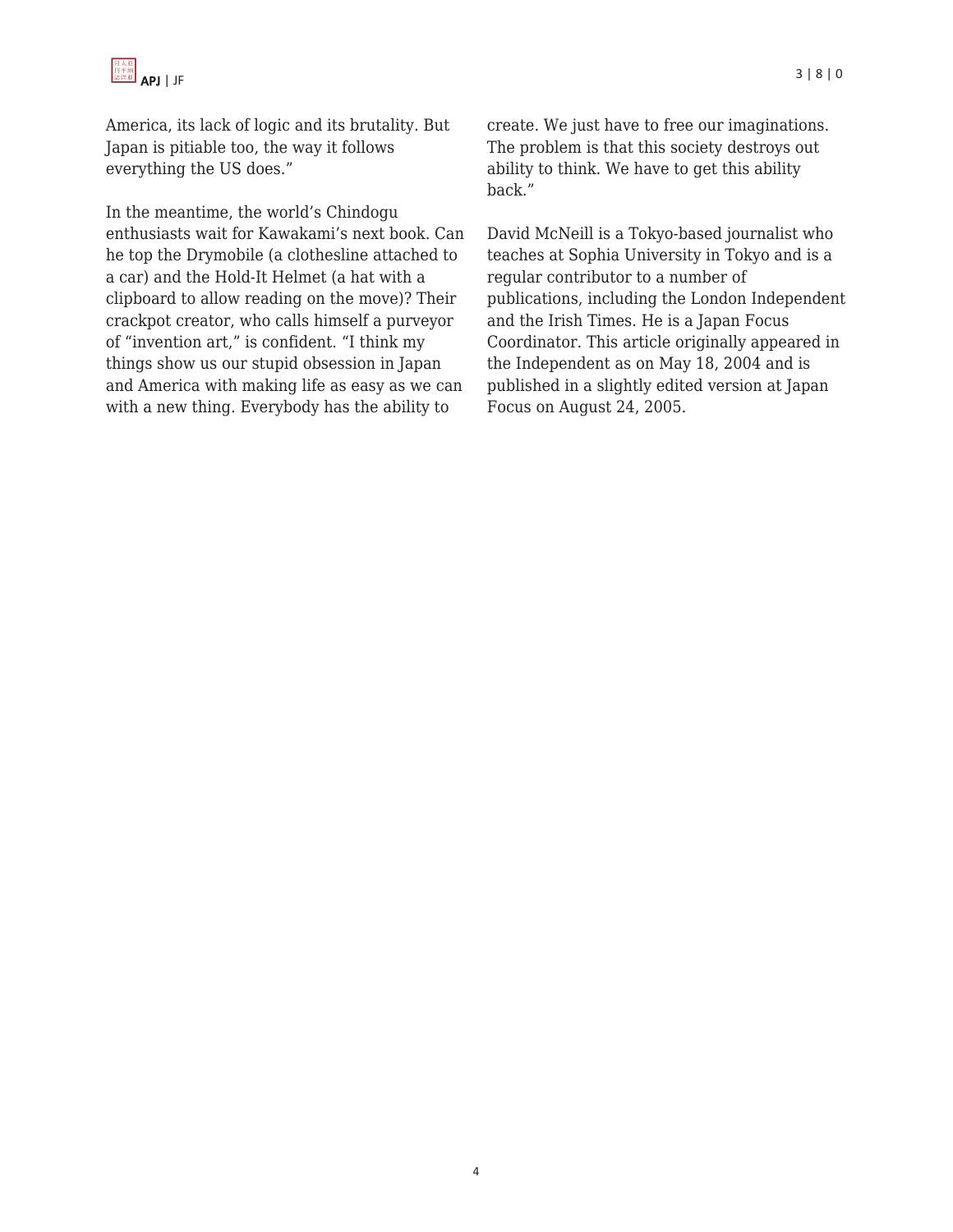America, its lack of logic and its brutality. But Japan is pitiable too, the way it follows everything the US does."

In the meantime, the world's Chindogu enthusiasts wait for Kawakami's next book. Can he top the Drymobile (a clothesline attached to a car) and the Hold-It Helmet (a hat with a clipboard to allow reading on the move)? Their crackpot creator, who calls himself a purveyor of "invention art," is confident. "I think my things show us our stupid obsession in Japan and America with making life as easy as we can with a new thing. Everybody has the ability to create. We just have to free our imaginations. The problem is that this society destroys out ability to think. We have to get this ability back."

David McNeill is a Tokyo-based journalist who teaches at Sophia University in Tokyo and is a regular contributor to a number of publications, including the London Independent and the Irish Times. He is a Japan Focus Coordinator. This article originally appeared in the Independent as on May 18, 2004 and is published in a slightly edited version at Japan Focus on August 24, 2005.